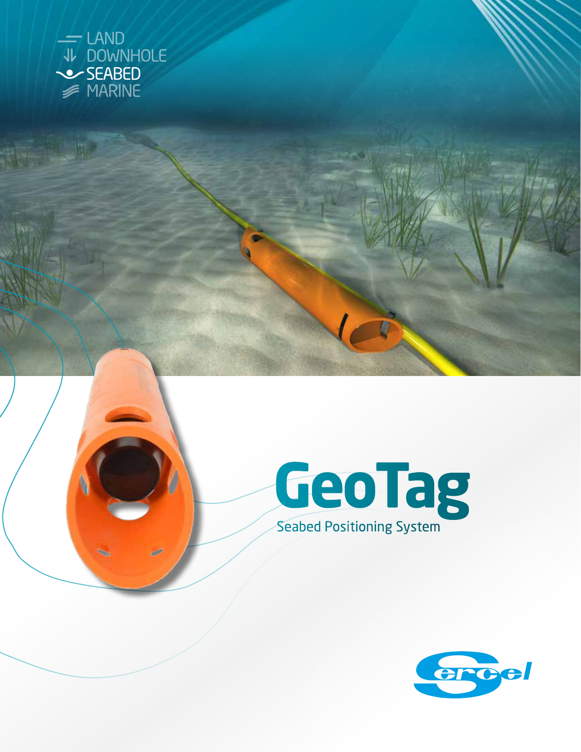LAND
DOWNHOLE
SEABED
MARINE

# GeoTag

Seabed Positioning System

Sercel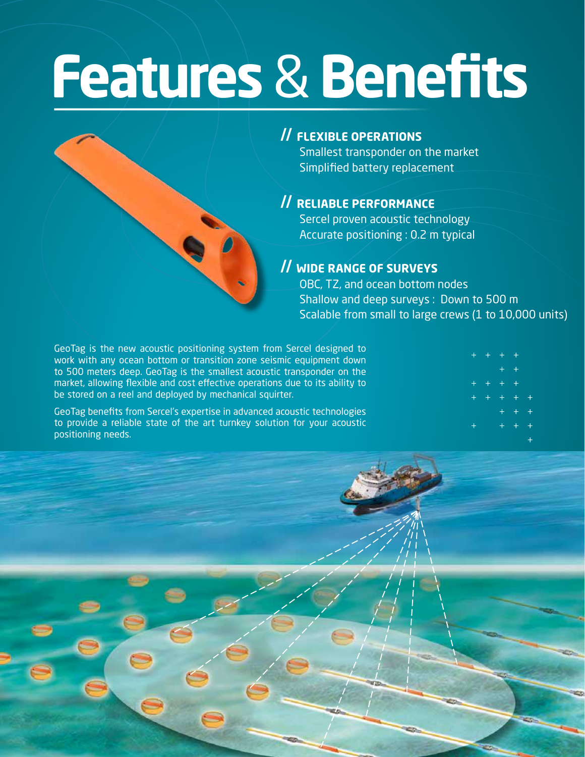# Features & Benefits

## // FLEXIBLE OPERATIONS

Smallest transponder on the market
Simplified battery replacement

## // RELIABLE PERFORMANCE

Sercel proven acoustic technology
Accurate positioning : 0.2 m typical

## // WIDE RANGE OF SURVEYS

OBC, TZ, and ocean bottom nodes
Shallow and deep surveys : Down to 500 m
Scalable from small to large crews (1 to 10,000 units)

GeoTag is the new acoustic positioning system from Sercel designed to work with any ocean bottom or transition zone seismic equipment down to 500 meters deep. GeoTag is the smallest acoustic transponder on the market, allowing flexible and cost effective operations due to its ability to be stored on a reel and deployed by mechanical squirter.

GeoTag benefits from Sercel's expertise in advanced acoustic technologies to provide a reliable state of the art turnkey solution for your acoustic positioning needs.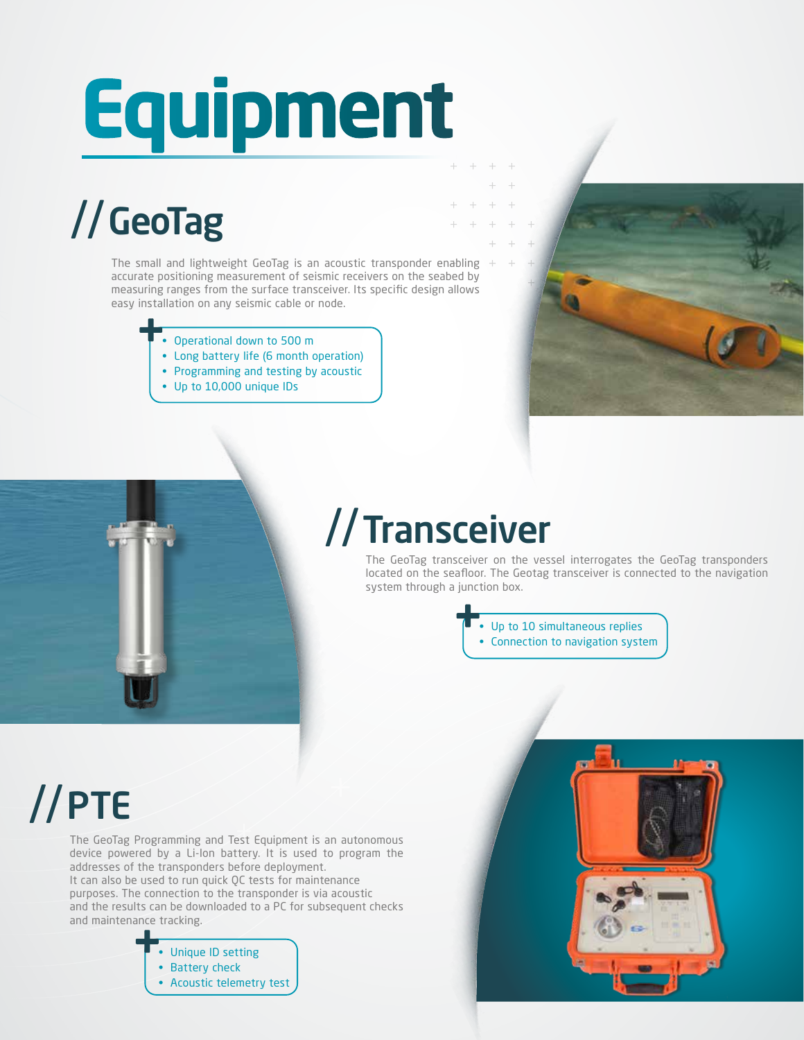# Equipment

## // GeoTag

The small and lightweight GeoTag is an acoustic transponder enabling accurate positioning measurement of seismic receivers on the seabed by measuring ranges from the surface transceiver. Its specific design allows easy installation on any seismic cable or node.

- Operational down to 500 m
- Long battery life (6 month operation)
- Programming and testing by acoustic
- Up to 10,000 unique IDs

## // Transceiver

The GeoTag transceiver on the vessel interrogates the GeoTag transponders located on the seafloor. The Geotag transceiver is connected to the navigation system through a junction box.

- Up to 10 simultaneous replies
- Connection to navigation system

## // PTE

The GeoTag Programming and Test Equipment is an autonomous device powered by a Li-Ion battery. It is used to program the addresses of the transponders before deployment.
It can also be used to run quick QC tests for maintenance purposes. The connection to the transponder is via acoustic and the results can be downloaded to a PC for subsequent checks and maintenance tracking.

- Unique ID setting
- Battery check
- Acoustic telemetry test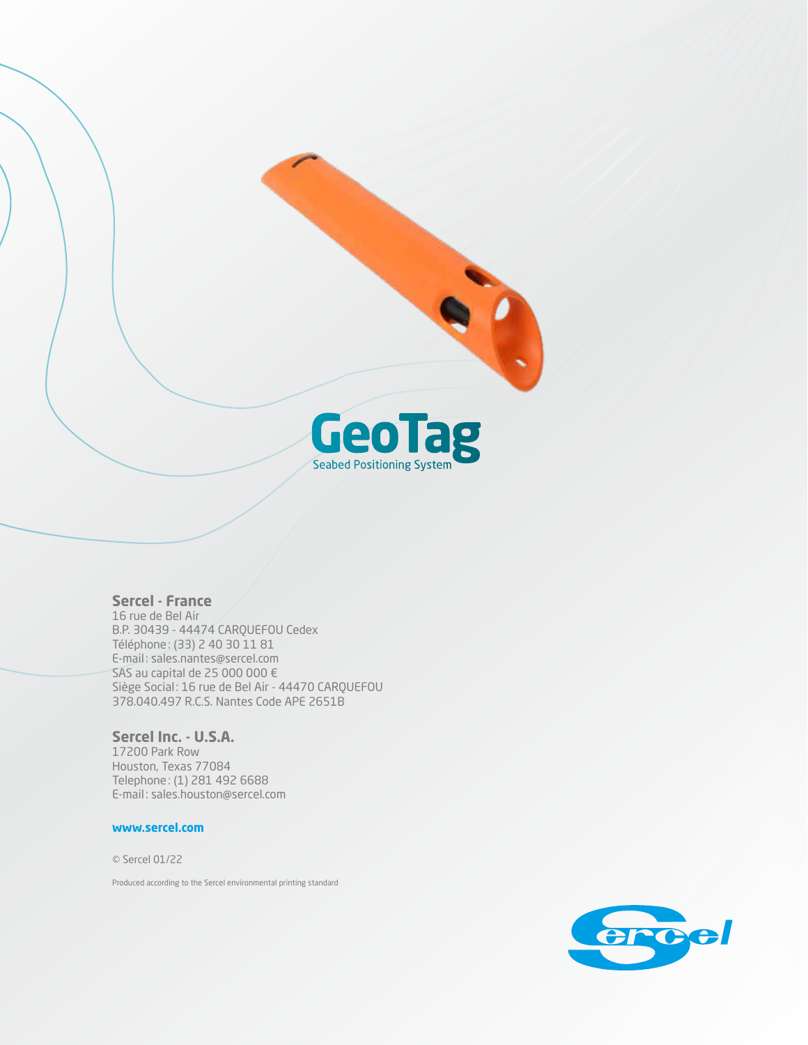# GeoTag

Seabed Positioning System

**Sercel - France**
16 rue de Bel Air
B.P. 30439 - 44474 CARQUEFOU Cedex
Téléphone : (33) 2 40 30 11 81
E-mail : sales.nantes@sercel.com
SAS au capital de 25 000 000 €
Siège Social : 16 rue de Bel Air - 44470 CARQUEFOU
378.040.497 R.C.S. Nantes Code APE 2651B

**Sercel Inc. - U.S.A.**
17200 Park Row
Houston, Texas 77084
Telephone : (1) 281 492 6688
E-mail : sales.houston@sercel.com

**www.sercel.com**

© Sercel 01/22

Produced according to the Sercel environmental printing standard